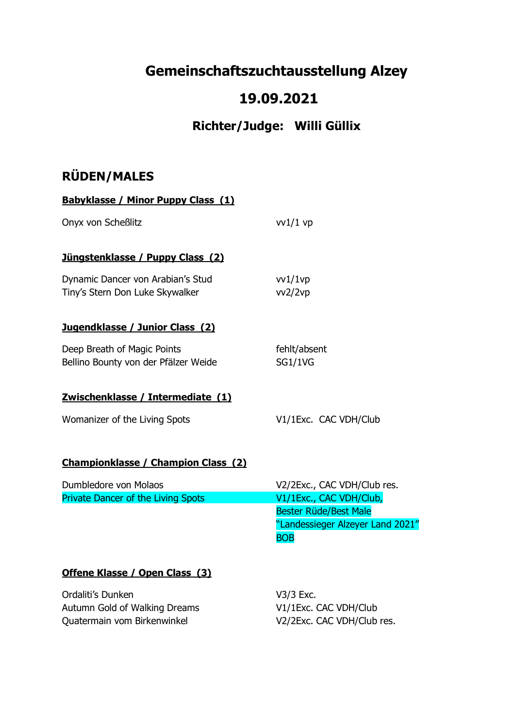# Gemeinschaftszuchtausstellung Alzey

## 19.09.2021

### Richter/Judge: Willi Güllix

## RÜDEN/MALES

**Babyklasse / Minor Puppy Class (1)**

| | |
|---|---|
| Onyx von Scheßlitz | vv1/1 vp |

**Jüngstenklasse / Puppy Class (2)**

| | |
|---|---|
| Dynamic Dancer von Arabian's Stud | vv1/1vp |
| Tiny's Stern Don Luke Skywalker | vv2/2vp |

**Jugendklasse / Junior Class (2)**

| | |
|---|---|
| Deep Breath of Magic Points | fehlt/absent |
| Bellino Bounty von der Pfälzer Weide | SG1/1VG |

**Zwischenklasse / Intermediate (1)**

| | |
|---|---|
| Womanizer of the Living Spots | V1/1Exc. CAC VDH/Club |

**Championklasse / Champion Class (2)**

| | |
|---|---|
| Dumbledore von Molaos | V2/2Exc., CAC VDH/Club res. |
| Private Dancer of the Living Spots | V1/1Exc., CAC VDH/Club, Bester Rüde/Best Male "Landessieger Alzeyer Land 2021" BOB |

**Offene Klasse / Open Class (3)**

| | |
|---|---|
| Ordaliti's Dunken | V3/3 Exc. |
| Autumn Gold of Walking Dreams | V1/1Exc. CAC VDH/Club |
| Quatermain vom Birkenwinkel | V2/2Exc. CAC VDH/Club res. |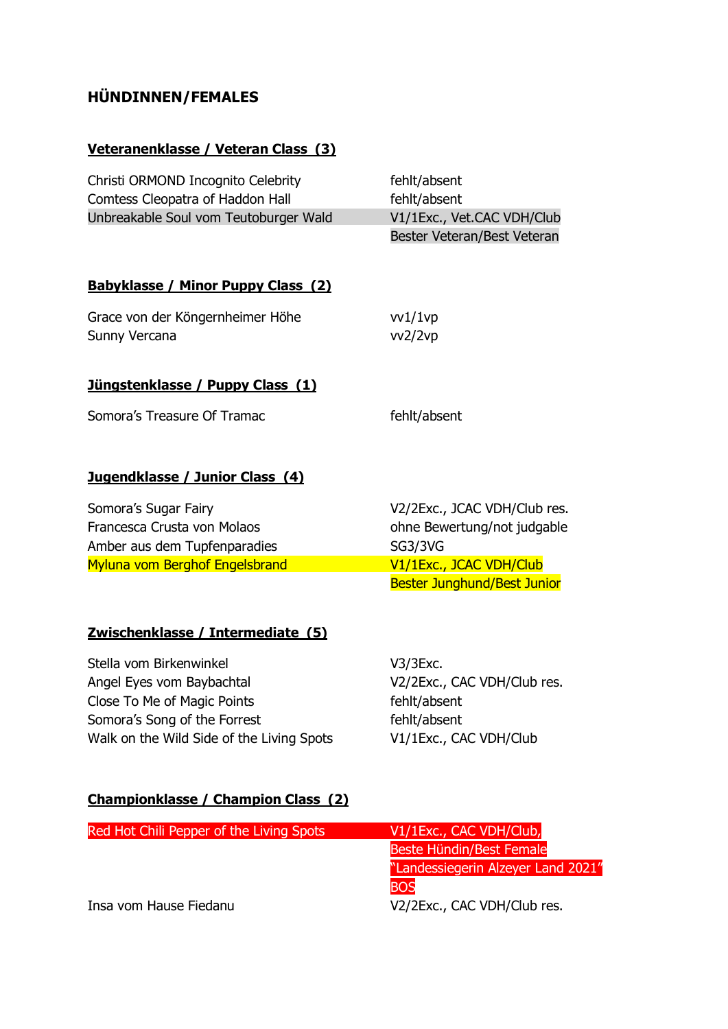## HÜNDINNEN/FEMALES

### Veteranenklasse / Veteran Class (3)

| | |
|---|---|
| Christi ORMOND Incognito Celebrity | fehlt/absent |
| Comtess Cleopatra of Haddon Hall | fehlt/absent |
| Unbreakable Soul vom Teutoburger Wald | V1/1Exc., Vet.CAC VDH/Club<br>Bester Veteran/Best Veteran |

### Babyklasse / Minor Puppy Class (2)

| | |
|---|---|
| Grace von der Köngernheimer Höhe | vv1/1vp |
| Sunny Vercana | vv2/2vp |

### Jüngstenklasse / Puppy Class (1)

| | |
|---|---|
| Somora's Treasure Of Tramac | fehlt/absent |

### Jugendklasse / Junior Class (4)

| | |
|---|---|
| Somora's Sugar Fairy | V2/2Exc., JCAC VDH/Club res. |
| Francesca Crusta von Molaos | ohne Bewertung/not judgable |
| Amber aus dem Tupfenparadies | SG3/3VG |
| Myluna vom Berghof Engelsbrand | V1/1Exc., JCAC VDH/Club<br>Bester Junghund/Best Junior |

### Zwischenklasse / Intermediate (5)

| | |
|---|---|
| Stella vom Birkenwinkel | V3/3Exc. |
| Angel Eyes vom Baybachtal | V2/2Exc., CAC VDH/Club res. |
| Close To Me of Magic Points | fehlt/absent |
| Somora's Song of the Forrest | fehlt/absent |
| Walk on the Wild Side of the Living Spots | V1/1Exc., CAC VDH/Club |

### Championklasse / Champion Class (2)

| | |
|---|---|
| Red Hot Chili Pepper of the Living Spots | V1/1Exc., CAC VDH/Club,<br>Beste Hündin/Best Female<br>"Landessiegerin Alzeyer Land 2021"<br>BOS |
| Insa vom Hause Fiedanu | V2/2Exc., CAC VDH/Club res. |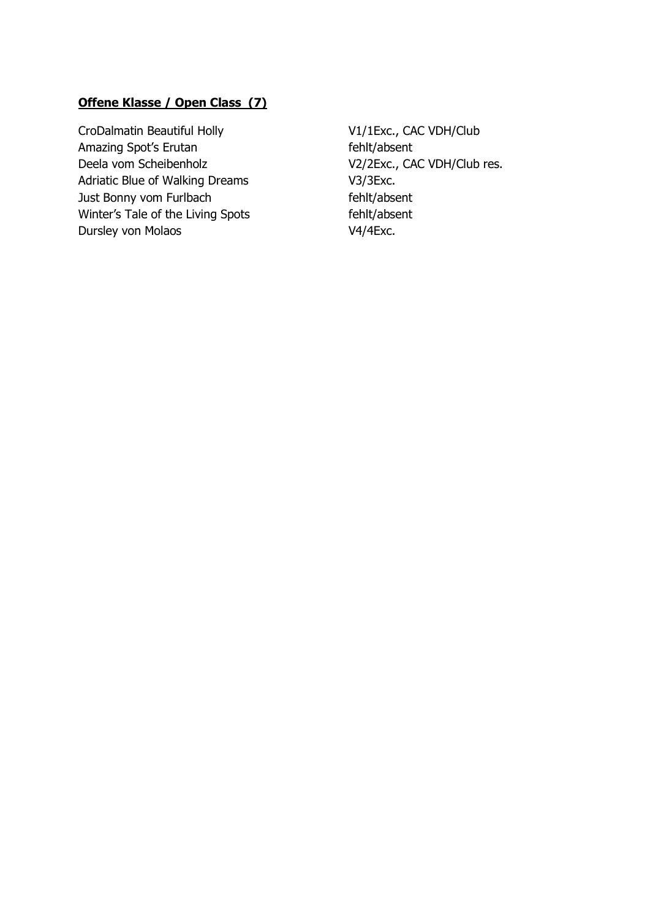**Offene Klasse / Open Class (7)**

| | |
|---|---|
| CroDalmatin Beautiful Holly | V1/1Exc., CAC VDH/Club |
| Amazing Spot's Erutan | fehlt/absent |
| Deela vom Scheibenholz | V2/2Exc., CAC VDH/Club res. |
| Adriatic Blue of Walking Dreams | V3/3Exc. |
| Just Bonny vom Furlbach | fehlt/absent |
| Winter's Tale of the Living Spots | fehlt/absent |
| Dursley von Molaos | V4/4Exc. |